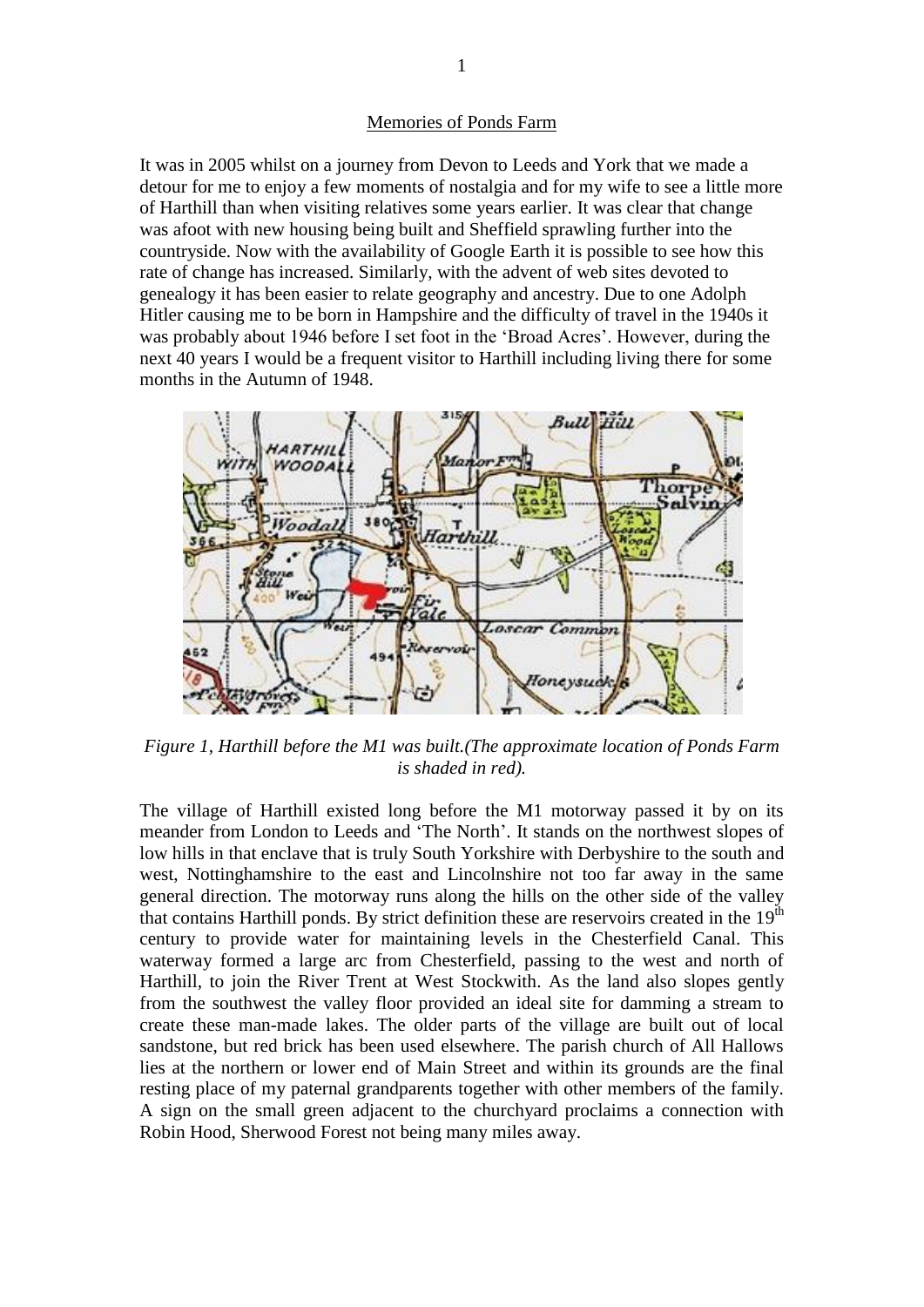# Memories of Ponds Farm

It was in 2005 whilst on a journey from Devon to Leeds and York that we made a detour for me to enjoy a few moments of nostalgia and for my wife to see a little more of Harthill than when visiting relatives some years earlier. It was clear that change was afoot with new housing being built and Sheffield sprawling further into the countryside. Now with the availability of Google Earth it is possible to see how this rate of change has increased. Similarly, with the advent of web sites devoted to genealogy it has been easier to relate geography and ancestry. Due to one Adolph Hitler causing me to be born in Hampshire and the difficulty of travel in the 1940s it was probably about 1946 before I set foot in the 'Broad Acres'. However, during the next 40 years I would be a frequent visitor to Harthill including living there for some months in the Autumn of 1948.

*Figure 1, Harthill before the M1 was built.(The approximate location of Ponds Farm is shaded in red).*

The village of Harthill existed long before the M1 motorway passed it by on its meander from London to Leeds and 'The North'. It stands on the northwest slopes of low hills in that enclave that is truly South Yorkshire with Derbyshire to the south and west, Nottinghamshire to the east and Lincolnshire not too far away in the same general direction. The motorway runs along the hills on the other side of the valley that contains Harthill ponds. By strict definition these are reservoirs created in the 19th century to provide water for maintaining levels in the Chesterfield Canal. This waterway formed a large arc from Chesterfield, passing to the west and north of Harthill, to join the River Trent at West Stockwith. As the land also slopes gently from the southwest the valley floor provided an ideal site for damming a stream to create these man-made lakes. The older parts of the village are built out of local sandstone, but red brick has been used elsewhere. The parish church of All Hallows lies at the northern or lower end of Main Street and within its grounds are the final resting place of my paternal grandparents together with other members of the family. A sign on the small green adjacent to the churchyard proclaims a connection with Robin Hood, Sherwood Forest not being many miles away.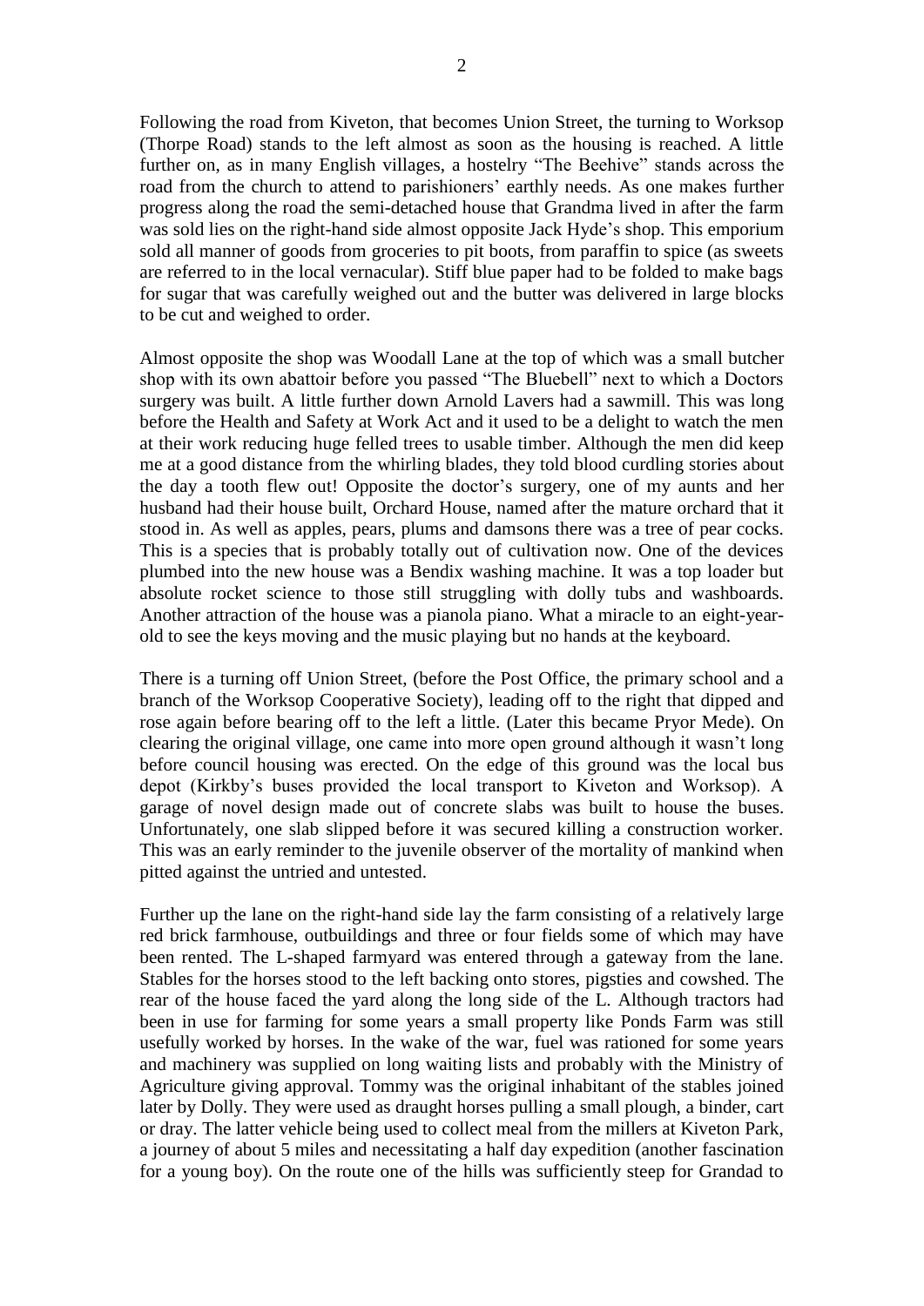Following the road from Kiveton, that becomes Union Street, the turning to Worksop (Thorpe Road) stands to the left almost as soon as the housing is reached. A little further on, as in many English villages, a hostelry "The Beehive" stands across the road from the church to attend to parishioners' earthly needs. As one makes further progress along the road the semi-detached house that Grandma lived in after the farm was sold lies on the right-hand side almost opposite Jack Hyde's shop. This emporium sold all manner of goods from groceries to pit boots, from paraffin to spice (as sweets are referred to in the local vernacular). Stiff blue paper had to be folded to make bags for sugar that was carefully weighed out and the butter was delivered in large blocks to be cut and weighed to order.

Almost opposite the shop was Woodall Lane at the top of which was a small butcher shop with its own abattoir before you passed "The Bluebell" next to which a Doctors surgery was built. A little further down Arnold Lavers had a sawmill. This was long before the Health and Safety at Work Act and it used to be a delight to watch the men at their work reducing huge felled trees to usable timber. Although the men did keep me at a good distance from the whirling blades, they told blood curdling stories about the day a tooth flew out! Opposite the doctor's surgery, one of my aunts and her husband had their house built, Orchard House, named after the mature orchard that it stood in. As well as apples, pears, plums and damsons there was a tree of pear cocks. This is a species that is probably totally out of cultivation now. One of the devices plumbed into the new house was a Bendix washing machine. It was a top loader but absolute rocket science to those still struggling with dolly tubs and washboards. Another attraction of the house was a pianola piano. What a miracle to an eight-year-old to see the keys moving and the music playing but no hands at the keyboard.

There is a turning off Union Street, (before the Post Office, the primary school and a branch of the Worksop Cooperative Society), leading off to the right that dipped and rose again before bearing off to the left a little. (Later this became Pryor Mede). On clearing the original village, one came into more open ground although it wasn't long before council housing was erected. On the edge of this ground was the local bus depot (Kirkby's buses provided the local transport to Kiveton and Worksop). A garage of novel design made out of concrete slabs was built to house the buses. Unfortunately, one slab slipped before it was secured killing a construction worker. This was an early reminder to the juvenile observer of the mortality of mankind when pitted against the untried and untested.

Further up the lane on the right-hand side lay the farm consisting of a relatively large red brick farmhouse, outbuildings and three or four fields some of which may have been rented. The L-shaped farmyard was entered through a gateway from the lane. Stables for the horses stood to the left backing onto stores, pigsties and cowshed. The rear of the house faced the yard along the long side of the L. Although tractors had been in use for farming for some years a small property like Ponds Farm was still usefully worked by horses. In the wake of the war, fuel was rationed for some years and machinery was supplied on long waiting lists and probably with the Ministry of Agriculture giving approval. Tommy was the original inhabitant of the stables joined later by Dolly. They were used as draught horses pulling a small plough, a binder, cart or dray. The latter vehicle being used to collect meal from the millers at Kiveton Park, a journey of about 5 miles and necessitating a half day expedition (another fascination for a young boy). On the route one of the hills was sufficiently steep for Grandad to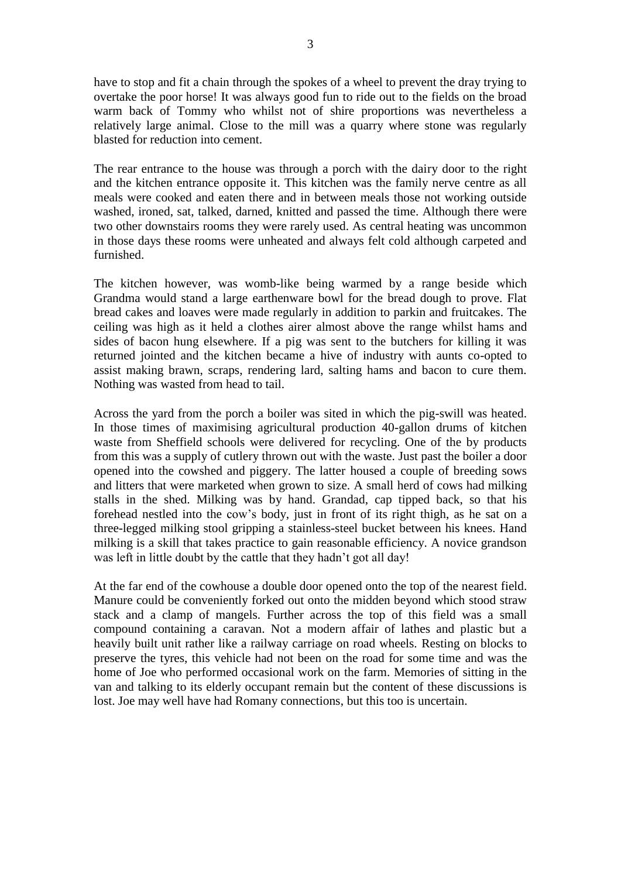have to stop and fit a chain through the spokes of a wheel to prevent the dray trying to overtake the poor horse! It was always good fun to ride out to the fields on the broad warm back of Tommy who whilst not of shire proportions was nevertheless a relatively large animal. Close to the mill was a quarry where stone was regularly blasted for reduction into cement.

The rear entrance to the house was through a porch with the dairy door to the right and the kitchen entrance opposite it. This kitchen was the family nerve centre as all meals were cooked and eaten there and in between meals those not working outside washed, ironed, sat, talked, darned, knitted and passed the time. Although there were two other downstairs rooms they were rarely used. As central heating was uncommon in those days these rooms were unheated and always felt cold although carpeted and furnished.

The kitchen however, was womb-like being warmed by a range beside which Grandma would stand a large earthenware bowl for the bread dough to prove. Flat bread cakes and loaves were made regularly in addition to parkin and fruitcakes. The ceiling was high as it held a clothes airer almost above the range whilst hams and sides of bacon hung elsewhere. If a pig was sent to the butchers for killing it was returned jointed and the kitchen became a hive of industry with aunts co-opted to assist making brawn, scraps, rendering lard, salting hams and bacon to cure them. Nothing was wasted from head to tail.

Across the yard from the porch a boiler was sited in which the pig-swill was heated. In those times of maximising agricultural production 40-gallon drums of kitchen waste from Sheffield schools were delivered for recycling. One of the by products from this was a supply of cutlery thrown out with the waste. Just past the boiler a door opened into the cowshed and piggery. The latter housed a couple of breeding sows and litters that were marketed when grown to size. A small herd of cows had milking stalls in the shed. Milking was by hand. Grandad, cap tipped back, so that his forehead nestled into the cow's body, just in front of its right thigh, as he sat on a three-legged milking stool gripping a stainless-steel bucket between his knees. Hand milking is a skill that takes practice to gain reasonable efficiency. A novice grandson was left in little doubt by the cattle that they hadn't got all day!

At the far end of the cowhouse a double door opened onto the top of the nearest field. Manure could be conveniently forked out onto the midden beyond which stood straw stack and a clamp of mangels. Further across the top of this field was a small compound containing a caravan. Not a modern affair of lathes and plastic but a heavily built unit rather like a railway carriage on road wheels. Resting on blocks to preserve the tyres, this vehicle had not been on the road for some time and was the home of Joe who performed occasional work on the farm. Memories of sitting in the van and talking to its elderly occupant remain but the content of these discussions is lost. Joe may well have had Romany connections, but this too is uncertain.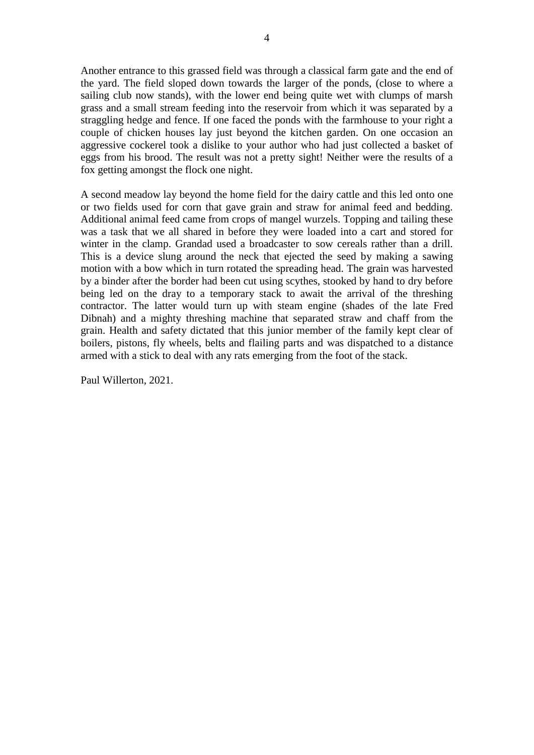Another entrance to this grassed field was through a classical farm gate and the end of the yard. The field sloped down towards the larger of the ponds, (close to where a sailing club now stands), with the lower end being quite wet with clumps of marsh grass and a small stream feeding into the reservoir from which it was separated by a straggling hedge and fence. If one faced the ponds with the farmhouse to your right a couple of chicken houses lay just beyond the kitchen garden. On one occasion an aggressive cockerel took a dislike to your author who had just collected a basket of eggs from his brood. The result was not a pretty sight! Neither were the results of a fox getting amongst the flock one night.

A second meadow lay beyond the home field for the dairy cattle and this led onto one or two fields used for corn that gave grain and straw for animal feed and bedding. Additional animal feed came from crops of mangel wurzels. Topping and tailing these was a task that we all shared in before they were loaded into a cart and stored for winter in the clamp. Grandad used a broadcaster to sow cereals rather than a drill. This is a device slung around the neck that ejected the seed by making a sawing motion with a bow which in turn rotated the spreading head. The grain was harvested by a binder after the border had been cut using scythes, stooked by hand to dry before being led on the dray to a temporary stack to await the arrival of the threshing contractor. The latter would turn up with steam engine (shades of the late Fred Dibnah) and a mighty threshing machine that separated straw and chaff from the grain. Health and safety dictated that this junior member of the family kept clear of boilers, pistons, fly wheels, belts and flailing parts and was dispatched to a distance armed with a stick to deal with any rats emerging from the foot of the stack.

Paul Willerton, 2021.